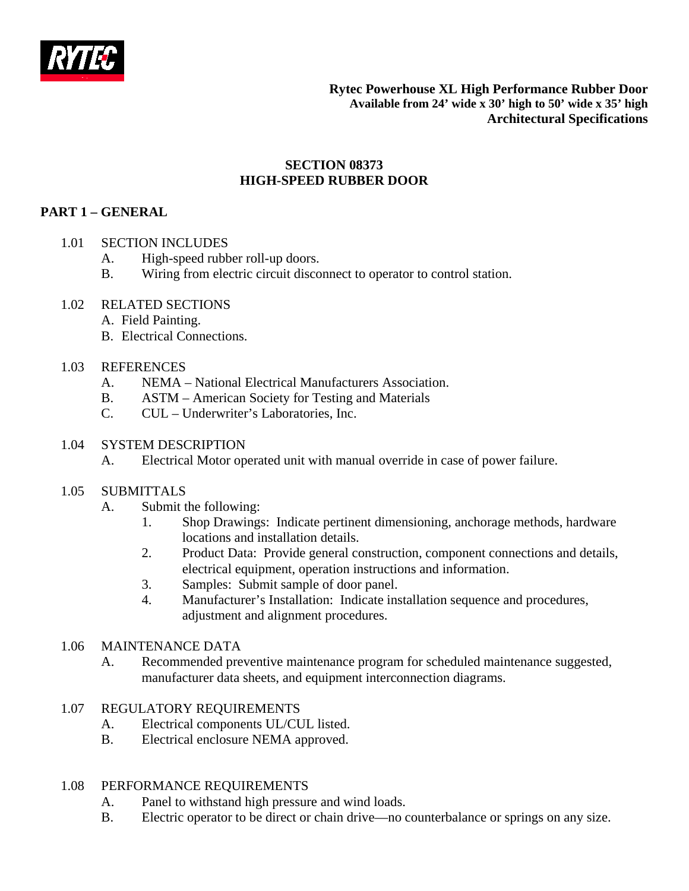**Rytec Powerhouse XL High Performance Rubber Door**
**Available from 24' wide x 30' high to 50' wide x 35' high**
**Architectural Specifications**

# SECTION 08373
# HIGH-SPEED RUBBER DOOR

## PART 1 – GENERAL

1.01 SECTION INCLUDES
- A. High-speed rubber roll-up doors.
- B. Wiring from electric circuit disconnect to operator to control station.

1.02 RELATED SECTIONS
- A. Field Painting.
- B. Electrical Connections.

1.03 REFERENCES
- A. NEMA – National Electrical Manufacturers Association.
- B. ASTM – American Society for Testing and Materials
- C. CUL – Underwriter's Laboratories, Inc.

1.04 SYSTEM DESCRIPTION
- A. Electrical Motor operated unit with manual override in case of power failure.

1.05 SUBMITTALS
- A. Submit the following:
  1. Shop Drawings: Indicate pertinent dimensioning, anchorage methods, hardware locations and installation details.
  2. Product Data: Provide general construction, component connections and details, electrical equipment, operation instructions and information.
  3. Samples: Submit sample of door panel.
  4. Manufacturer's Installation: Indicate installation sequence and procedures, adjustment and alignment procedures.

1.06 MAINTENANCE DATA
- A. Recommended preventive maintenance program for scheduled maintenance suggested, manufacturer data sheets, and equipment interconnection diagrams.

1.07 REGULATORY REQUIREMENTS
- A. Electrical components UL/CUL listed.
- B. Electrical enclosure NEMA approved.

1.08 PERFORMANCE REQUIREMENTS
- A. Panel to withstand high pressure and wind loads.
- B. Electric operator to be direct or chain drive—no counterbalance or springs on any size.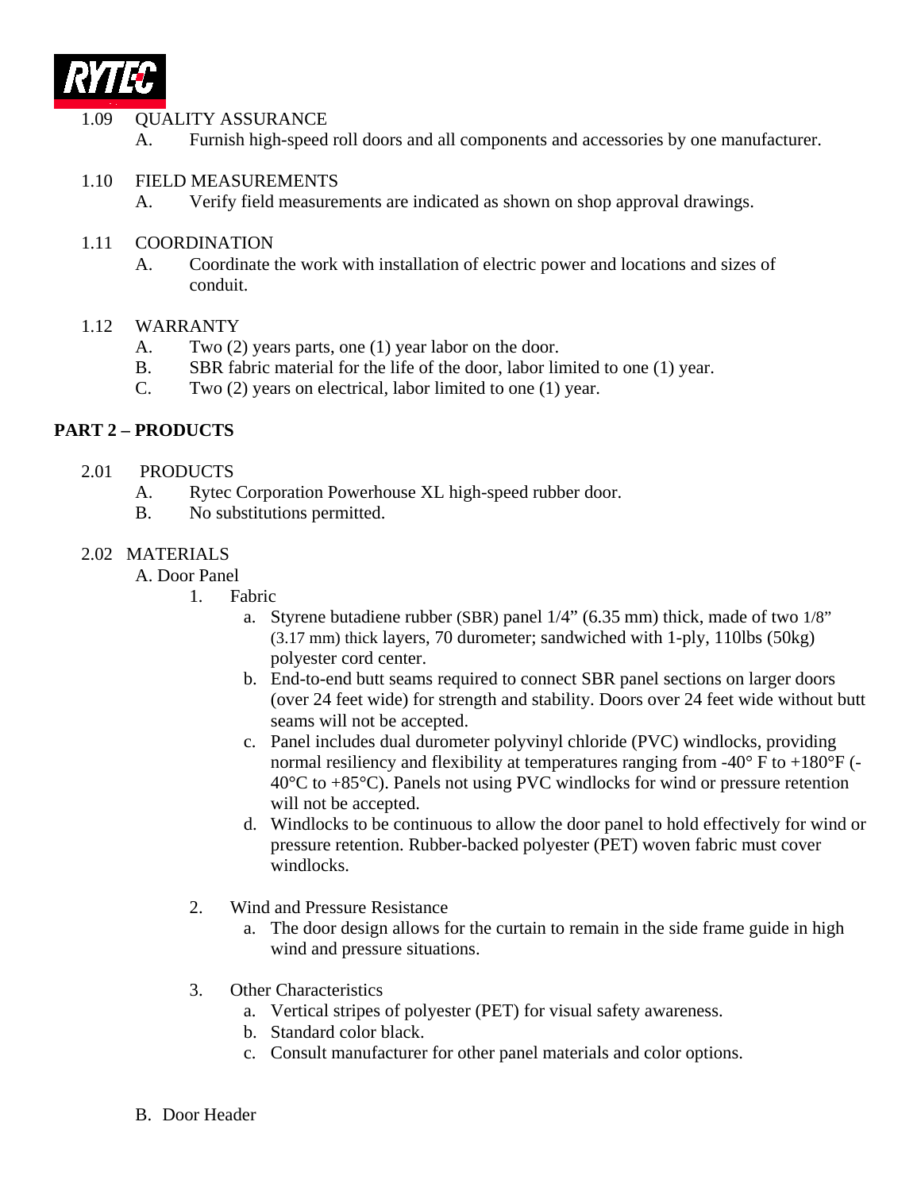1.09 QUALITY ASSURANCE

A. Furnish high-speed roll doors and all components and accessories by one manufacturer.

1.10 FIELD MEASUREMENTS

A. Verify field measurements are indicated as shown on shop approval drawings.

1.11 COORDINATION

A. Coordinate the work with installation of electric power and locations and sizes of conduit.

1.12 WARRANTY

A. Two (2) years parts, one (1) year labor on the door.
B. SBR fabric material for the life of the door, labor limited to one (1) year.
C. Two (2) years on electrical, labor limited to one (1) year.

## PART 2 – PRODUCTS

2.01 PRODUCTS

A. Rytec Corporation Powerhouse XL high-speed rubber door.
B. No substitutions permitted.

2.02 MATERIALS

A. Door Panel

1. Fabric
   a. Styrene butadiene rubber (SBR) panel 1/4” (6.35 mm) thick, made of two 1/8” (3.17 mm) thick layers, 70 durometer; sandwiched with 1-ply, 110lbs (50kg) polyester cord center.
   b. End-to-end butt seams required to connect SBR panel sections on larger doors (over 24 feet wide) for strength and stability. Doors over 24 feet wide without butt seams will not be accepted.
   c. Panel includes dual durometer polyvinyl chloride (PVC) windlocks, providing normal resiliency and flexibility at temperatures ranging from -40° F to +180°F (-40°C to +85°C). Panels not using PVC windlocks for wind or pressure retention will not be accepted.
   d. Windlocks to be continuous to allow the door panel to hold effectively for wind or pressure retention. Rubber-backed polyester (PET) woven fabric must cover windlocks.

2. Wind and Pressure Resistance
   a. The door design allows for the curtain to remain in the side frame guide in high wind and pressure situations.

3. Other Characteristics
   a. Vertical stripes of polyester (PET) for visual safety awareness.
   b. Standard color black.
   c. Consult manufacturer for other panel materials and color options.

B. Door Header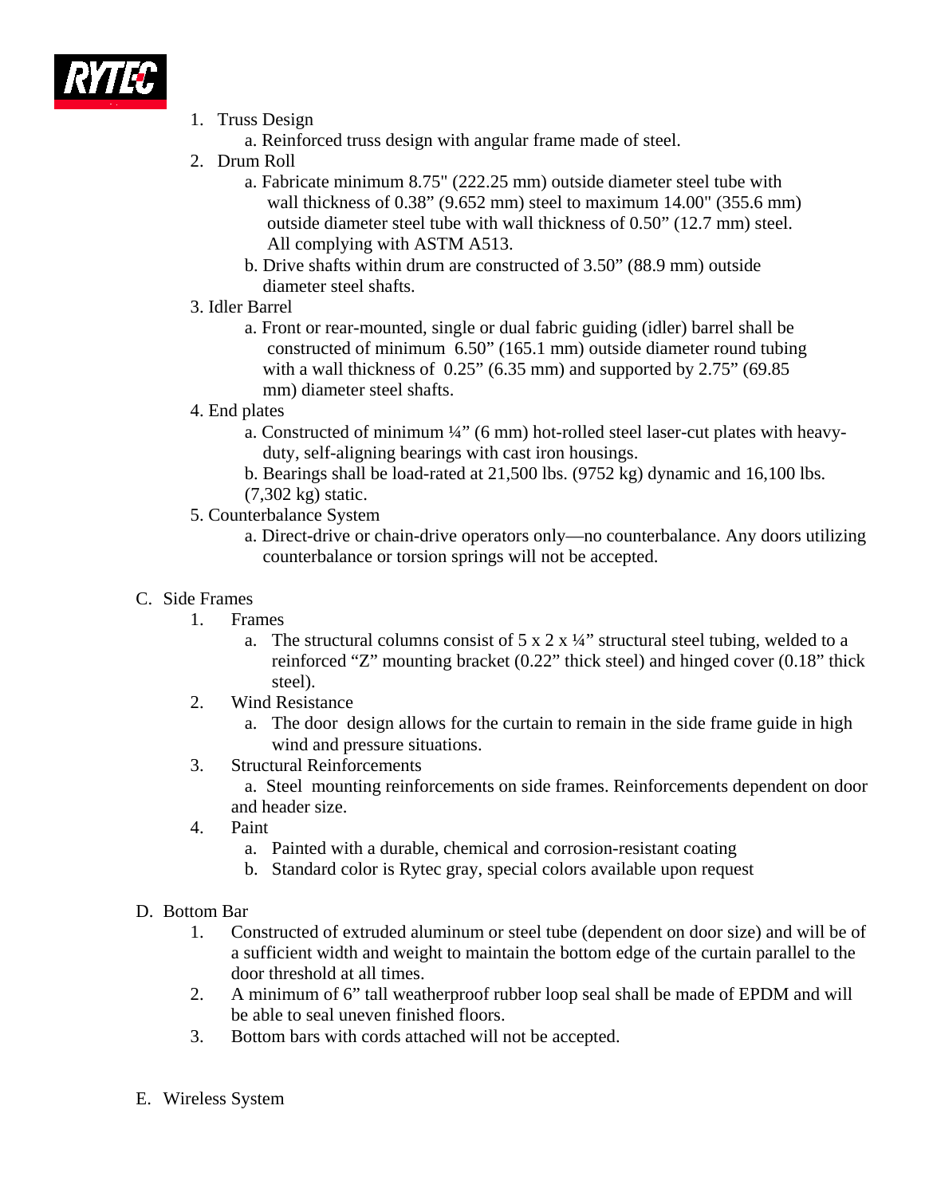1. Truss Design
   a. Reinforced truss design with angular frame made of steel.
2. Drum Roll
   a. Fabricate minimum 8.75" (222.25 mm) outside diameter steel tube with wall thickness of 0.38” (9.652 mm) steel to maximum 14.00" (355.6 mm) outside diameter steel tube with wall thickness of 0.50” (12.7 mm) steel. All complying with ASTM A513.
   b. Drive shafts within drum are constructed of 3.50” (88.9 mm) outside diameter steel shafts.
3. Idler Barrel
   a. Front or rear-mounted, single or dual fabric guiding (idler) barrel shall be constructed of minimum 6.50” (165.1 mm) outside diameter round tubing with a wall thickness of 0.25” (6.35 mm) and supported by 2.75” (69.85 mm) diameter steel shafts.
4. End plates
   a. Constructed of minimum ¼” (6 mm) hot-rolled steel laser-cut plates with heavy-duty, self-aligning bearings with cast iron housings.
   b. Bearings shall be load-rated at 21,500 lbs. (9752 kg) dynamic and 16,100 lbs. (7,302 kg) static.
5. Counterbalance System
   a. Direct-drive or chain-drive operators only—no counterbalance. Any doors utilizing counterbalance or torsion springs will not be accepted.

C. Side Frames
1. Frames
   a. The structural columns consist of 5 x 2 x ¼” structural steel tubing, welded to a reinforced “Z” mounting bracket (0.22” thick steel) and hinged cover (0.18” thick steel).
2. Wind Resistance
   a. The door design allows for the curtain to remain in the side frame guide in high wind and pressure situations.
3. Structural Reinforcements
   a. Steel mounting reinforcements on side frames. Reinforcements dependent on door and header size.
4. Paint
   a. Painted with a durable, chemical and corrosion-resistant coating
   b. Standard color is Rytec gray, special colors available upon request

D. Bottom Bar
1. Constructed of extruded aluminum or steel tube (dependent on door size) and will be of a sufficient width and weight to maintain the bottom edge of the curtain parallel to the door threshold at all times.
2. A minimum of 6” tall weatherproof rubber loop seal shall be made of EPDM and will be able to seal uneven finished floors.
3. Bottom bars with cords attached will not be accepted.

E. Wireless System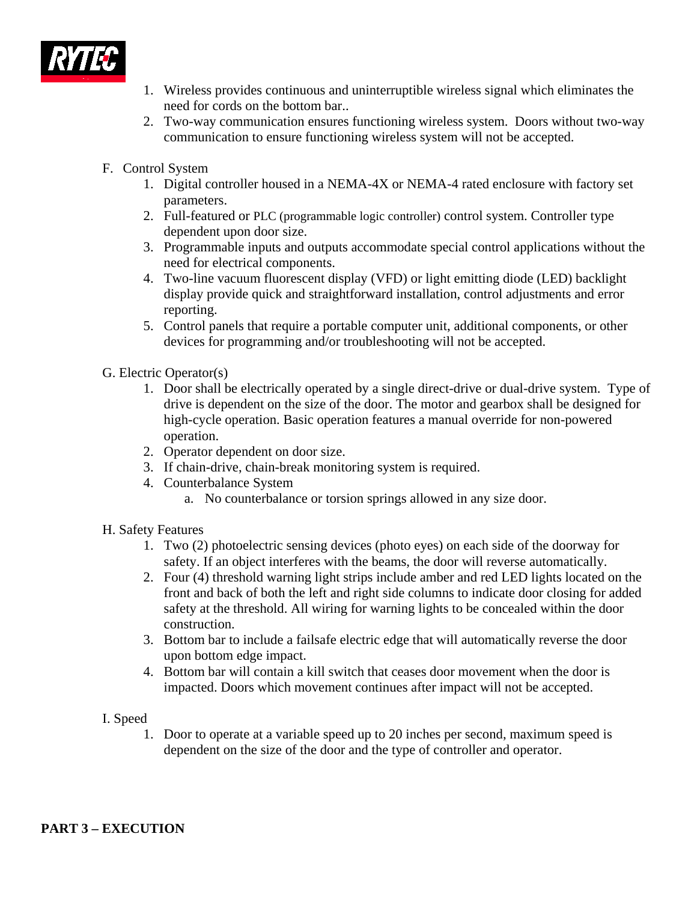1. Wireless provides continuous and uninterruptible wireless signal which eliminates the need for cords on the bottom bar..
2. Two-way communication ensures functioning wireless system. Doors without two-way communication to ensure functioning wireless system will not be accepted.

F. Control System

1. Digital controller housed in a NEMA-4X or NEMA-4 rated enclosure with factory set parameters.
2. Full-featured or PLC (programmable logic controller) control system. Controller type dependent upon door size.
3. Programmable inputs and outputs accommodate special control applications without the need for electrical components.
4. Two-line vacuum fluorescent display (VFD) or light emitting diode (LED) backlight display provide quick and straightforward installation, control adjustments and error reporting.
5. Control panels that require a portable computer unit, additional components, or other devices for programming and/or troubleshooting will not be accepted.

G. Electric Operator(s)

1. Door shall be electrically operated by a single direct-drive or dual-drive system. Type of drive is dependent on the size of the door. The motor and gearbox shall be designed for high-cycle operation. Basic operation features a manual override for non-powered operation.
2. Operator dependent on door size.
3. If chain-drive, chain-break monitoring system is required.
4. Counterbalance System
   a. No counterbalance or torsion springs allowed in any size door.

H. Safety Features

1. Two (2) photoelectric sensing devices (photo eyes) on each side of the doorway for safety. If an object interferes with the beams, the door will reverse automatically.
2. Four (4) threshold warning light strips include amber and red LED lights located on the front and back of both the left and right side columns to indicate door closing for added safety at the threshold. All wiring for warning lights to be concealed within the door construction.
3. Bottom bar to include a failsafe electric edge that will automatically reverse the door upon bottom edge impact.
4. Bottom bar will contain a kill switch that ceases door movement when the door is impacted. Doors which movement continues after impact will not be accepted.

I. Speed

1. Door to operate at a variable speed up to 20 inches per second, maximum speed is dependent on the size of the door and the type of controller and operator.

**PART 3 – EXECUTION**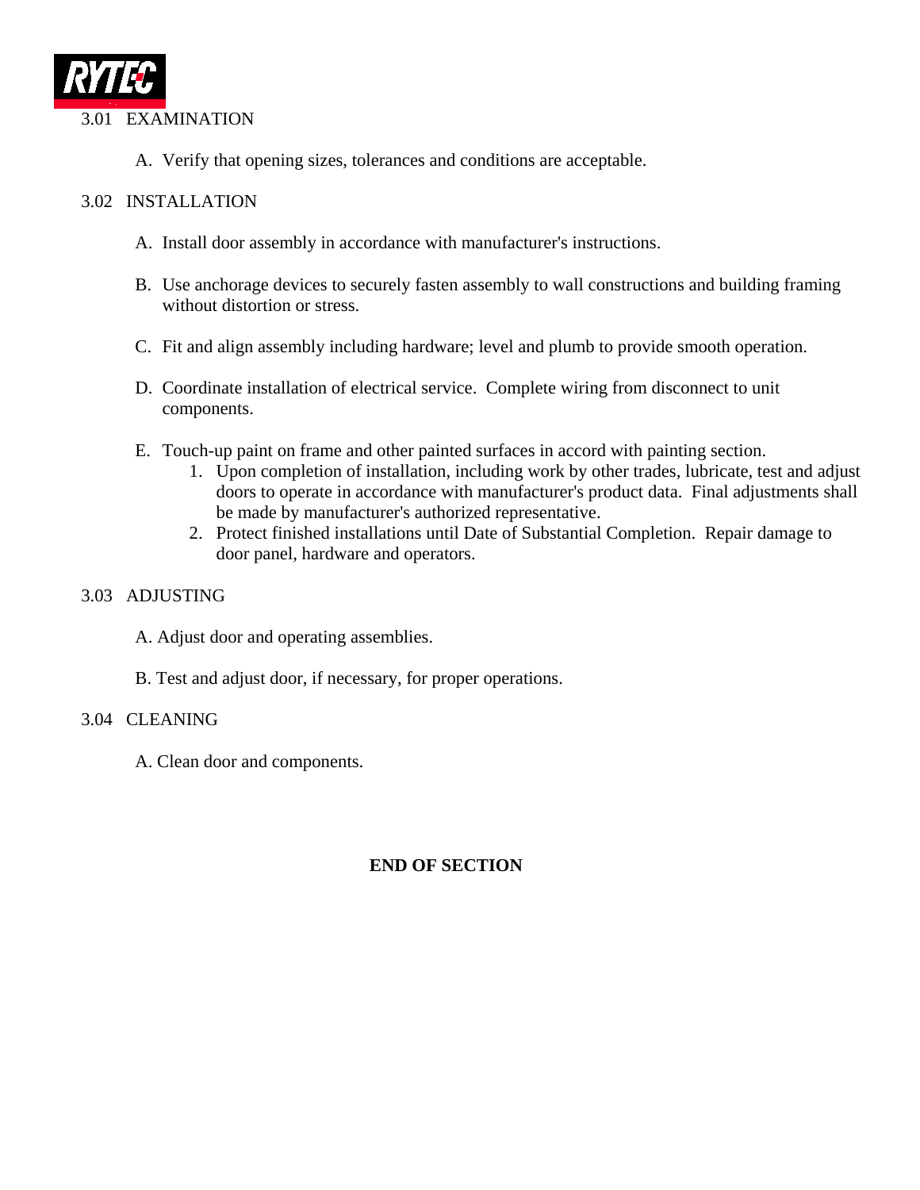3.01 EXAMINATION

A. Verify that opening sizes, tolerances and conditions are acceptable.

3.02 INSTALLATION

A. Install door assembly in accordance with manufacturer's instructions.

B. Use anchorage devices to securely fasten assembly to wall constructions and building framing without distortion or stress.

C. Fit and align assembly including hardware; level and plumb to provide smooth operation.

D. Coordinate installation of electrical service. Complete wiring from disconnect to unit components.

E. Touch-up paint on frame and other painted surfaces in accord with painting section.
   1. Upon completion of installation, including work by other trades, lubricate, test and adjust doors to operate in accordance with manufacturer's product data. Final adjustments shall be made by manufacturer's authorized representative.
   2. Protect finished installations until Date of Substantial Completion. Repair damage to door panel, hardware and operators.

3.03 ADJUSTING

A. Adjust door and operating assemblies.

B. Test and adjust door, if necessary, for proper operations.

3.04 CLEANING

A. Clean door and components.

**END OF SECTION**